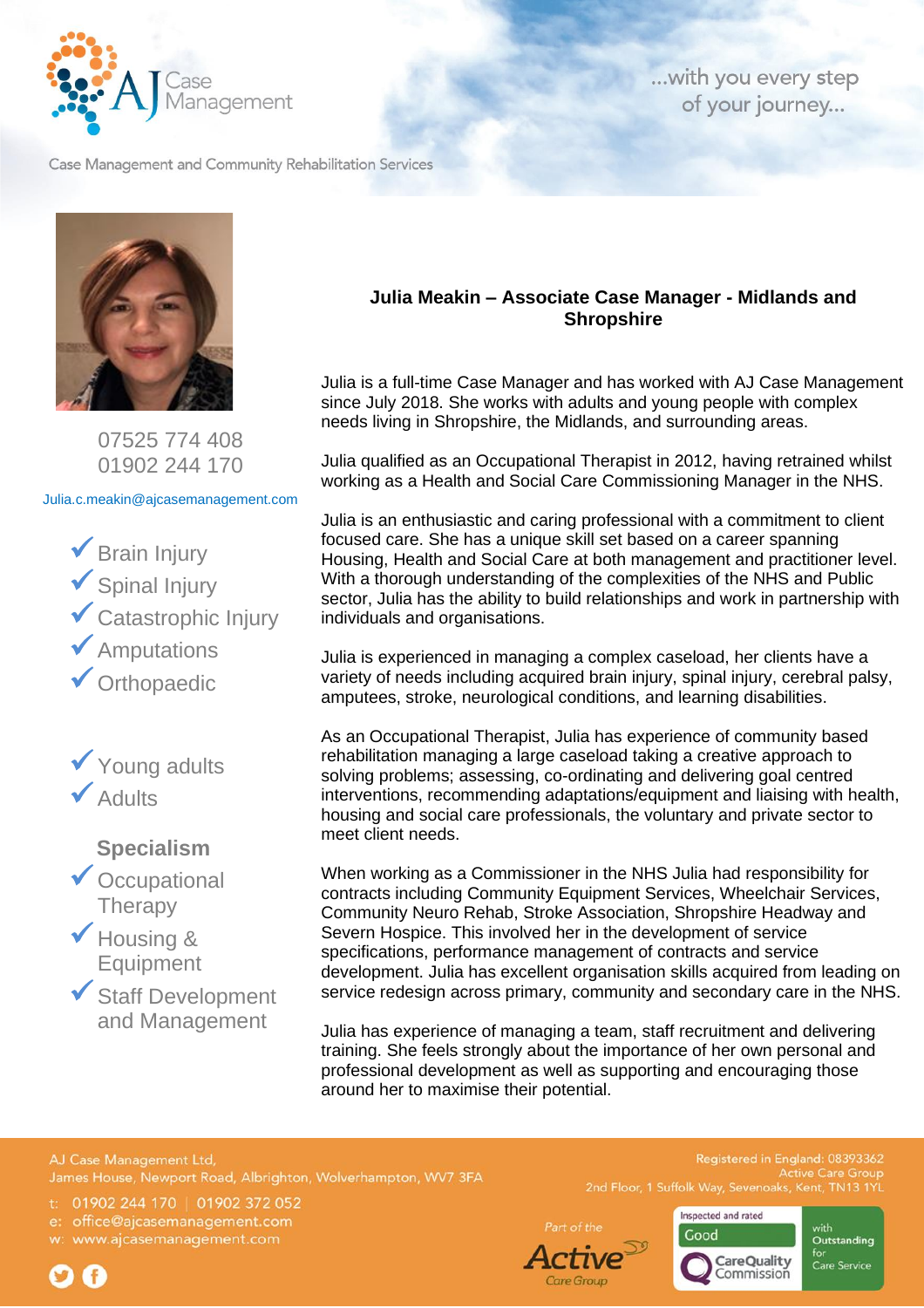AJ Case Management

...with you every step of your journey...

Case Management and Community Rehabilitation Services

07525 774 408
01902 244 170

Julia.c.meakin@ajcasemanagement.com

- ✓ Brain Injury
- ✓ Spinal Injury
- ✓ Catastrophic Injury
- ✓ Amputations
- ✓ Orthopaedic

- ✓ Young adults
- ✓ Adults

**Specialism**

- ✓ Occupational Therapy
- ✓ Housing & Equipment
- ✓ Staff Development and Management

## Julia Meakin – Associate Case Manager - Midlands and Shropshire

Julia is a full-time Case Manager and has worked with AJ Case Management since July 2018. She works with adults and young people with complex needs living in Shropshire, the Midlands, and surrounding areas.

Julia qualified as an Occupational Therapist in 2012, having retrained whilst working as a Health and Social Care Commissioning Manager in the NHS.

Julia is an enthusiastic and caring professional with a commitment to client focused care. She has a unique skill set based on a career spanning Housing, Health and Social Care at both management and practitioner level. With a thorough understanding of the complexities of the NHS and Public sector, Julia has the ability to build relationships and work in partnership with individuals and organisations.

Julia is experienced in managing a complex caseload, her clients have a variety of needs including acquired brain injury, spinal injury, cerebral palsy, amputees, stroke, neurological conditions, and learning disabilities.

As an Occupational Therapist, Julia has experience of community based rehabilitation managing a large caseload taking a creative approach to solving problems; assessing, co-ordinating and delivering goal centred interventions, recommending adaptations/equipment and liaising with health, housing and social care professionals, the voluntary and private sector to meet client needs.

When working as a Commissioner in the NHS Julia had responsibility for contracts including Community Equipment Services, Wheelchair Services, Community Neuro Rehab, Stroke Association, Shropshire Headway and Severn Hospice. This involved her in the development of service specifications, performance management of contracts and service development. Julia has excellent organisation skills acquired from leading on service redesign across primary, community and secondary care in the NHS.

Julia has experience of managing a team, staff recruitment and delivering training. She feels strongly about the importance of her own personal and professional development as well as supporting and encouraging those around her to maximise their potential.

AJ Case Management Ltd,
James House, Newport Road, Albrighton, Wolverhampton, WV7 3FA

t: 01902 244 170 | 01902 372 052
e: office@ajcasemanagement.com
w: www.ajcasemanagement.com

Registered in England: 08393362
Active Care Group
2nd Floor, 1 Suffolk Way, Sevenoaks, Kent, TN13 1YL

Part of the Active Care Group

Inspected and rated Good — Care Quality Commission — with Outstanding for Care Service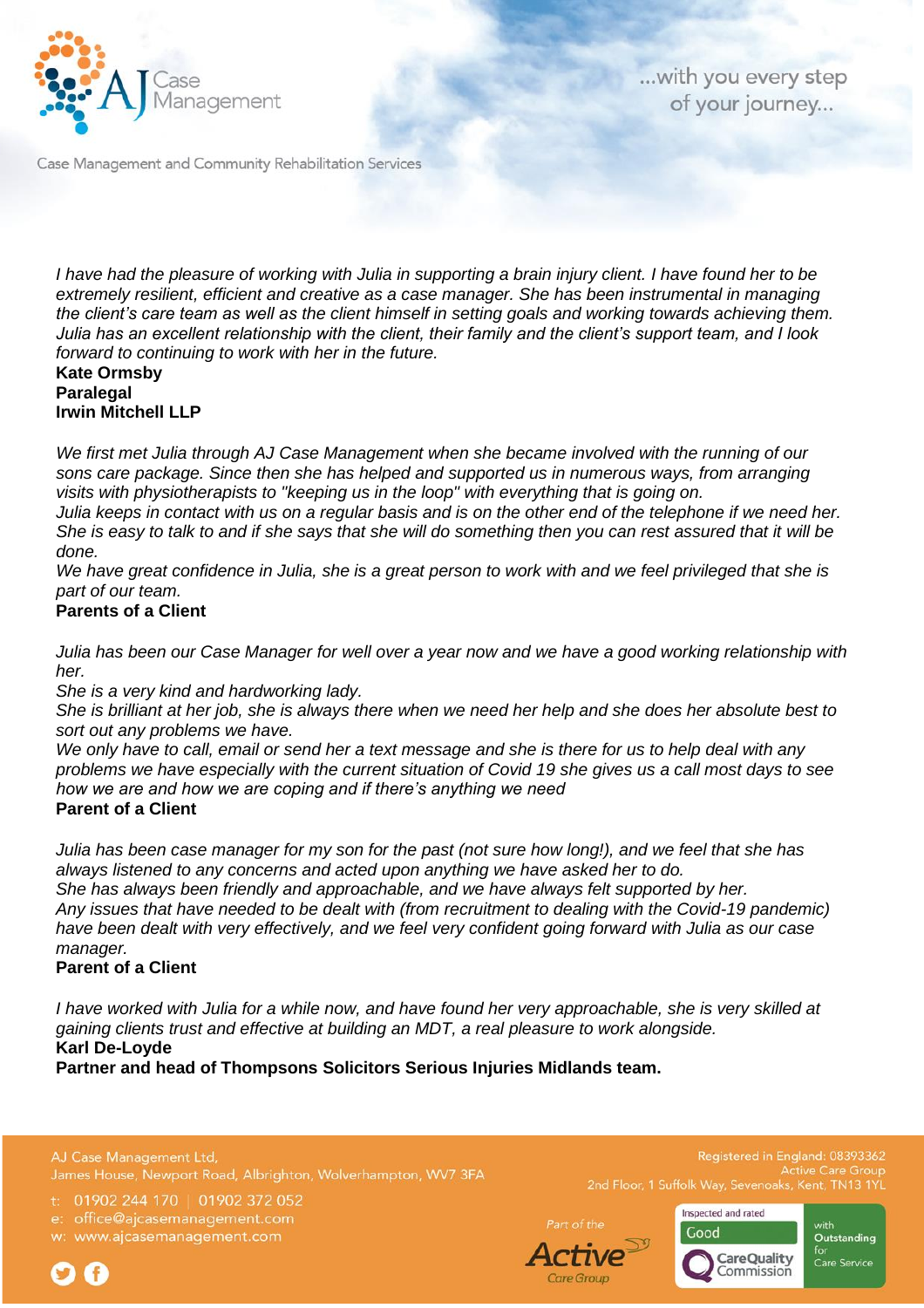*I have had the pleasure of working with Julia in supporting a brain injury client. I have found her to be extremely resilient, efficient and creative as a case manager. She has been instrumental in managing the client's care team as well as the client himself in setting goals and working towards achieving them. Julia has an excellent relationship with the client, their family and the client's support team, and I look forward to continuing to work with her in the future.*

**Kate Ormsby**
**Paralegal**
**Irwin Mitchell LLP**

*We first met Julia through AJ Case Management when she became involved with the running of our sons care package. Since then she has helped and supported us in numerous ways, from arranging visits with physiotherapists to "keeping us in the loop" with everything that is going on.*
*Julia keeps in contact with us on a regular basis and is on the other end of the telephone if we need her. She is easy to talk to and if she says that she will do something then you can rest assured that it will be done.*
*We have great confidence in Julia, she is a great person to work with and we feel privileged that she is part of our team.*

**Parents of a Client**

*Julia has been our Case Manager for well over a year now and we have a good working relationship with her.*
*She is a very kind and hardworking lady.*
*She is brilliant at her job, she is always there when we need her help and she does her absolute best to sort out any problems we have.*
*We only have to call, email or send her a text message and she is there for us to help deal with any problems we have especially with the current situation of Covid 19 she gives us a call most days to see how we are and how we are coping and if there's anything we need*

**Parent of a Client**

*Julia has been case manager for my son for the past (not sure how long!), and we feel that she has always listened to any concerns and acted upon anything we have asked her to do.*
*She has always been friendly and approachable, and we have always felt supported by her.*
*Any issues that have needed to be dealt with (from recruitment to dealing with the Covid-19 pandemic) have been dealt with very effectively, and we feel very confident going forward with Julia as our case manager.*

**Parent of a Client**

*I have worked with Julia for a while now, and have found her very approachable, she is very skilled at gaining clients trust and effective at building an MDT, a real pleasure to work alongside.*

**Karl De-Loyde**
**Partner and head of Thompsons Solicitors Serious Injuries Midlands team.**